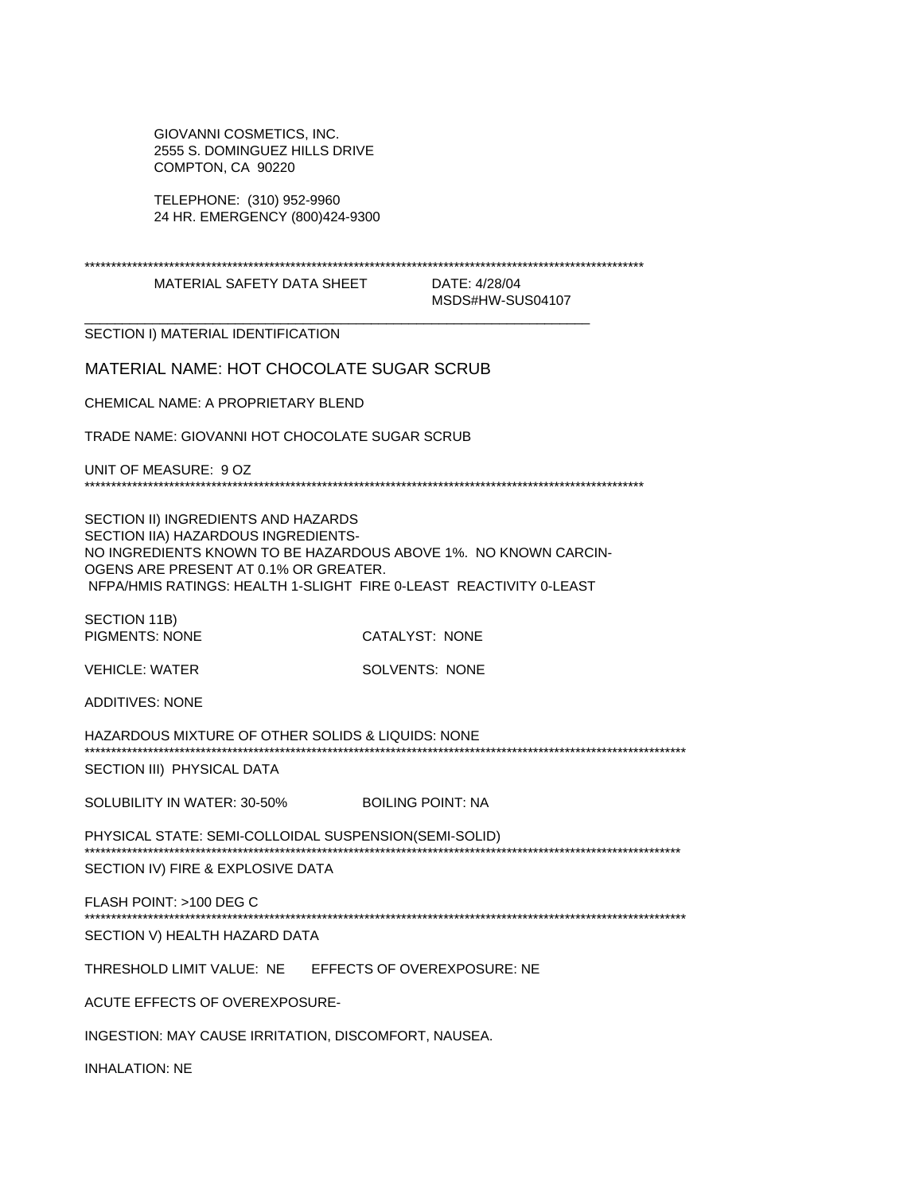GIOVANNI COSMETICS, INC.
2555 S. DOMINGUEZ HILLS DRIVE
COMPTON, CA 90220

TELEPHONE: (310) 952-9960
24 HR. EMERGENCY (800)424-9300

---

MATERIAL SAFETY DATA SHEET — DATE: 4/28/04
MSDS#HW-SUS04107

---

## SECTION I) MATERIAL IDENTIFICATION

MATERIAL NAME: HOT CHOCOLATE SUGAR SCRUB

CHEMICAL NAME: A PROPRIETARY BLEND

TRADE NAME: GIOVANNI HOT CHOCOLATE SUGAR SCRUB

UNIT OF MEASURE: 9 OZ

---

## SECTION II) INGREDIENTS AND HAZARDS

SECTION IIA) HAZARDOUS INGREDIENTS-
NO INGREDIENTS KNOWN TO BE HAZARDOUS ABOVE 1%. NO KNOWN CARCINOGENS ARE PRESENT AT 0.1% OR GREATER.
NFPA/HMIS RATINGS: HEALTH 1-SLIGHT FIRE 0-LEAST REACTIVITY 0-LEAST

SECTION 11B)

PIGMENTS: NONE — CATALYST: NONE

VEHICLE: WATER — SOLVENTS: NONE

ADDITIVES: NONE

HAZARDOUS MIXTURE OF OTHER SOLIDS & LIQUIDS: NONE

---

## SECTION III) PHYSICAL DATA

SOLUBILITY IN WATER: 30-50% — BOILING POINT: NA

PHYSICAL STATE: SEMI-COLLOIDAL SUSPENSION(SEMI-SOLID)

---

## SECTION IV) FIRE & EXPLOSIVE DATA

FLASH POINT: >100 DEG C

---

## SECTION V) HEALTH HAZARD DATA

THRESHOLD LIMIT VALUE: NE — EFFECTS OF OVEREXPOSURE: NE

ACUTE EFFECTS OF OVEREXPOSURE-

INGESTION: MAY CAUSE IRRITATION, DISCOMFORT, NAUSEA.

INHALATION: NE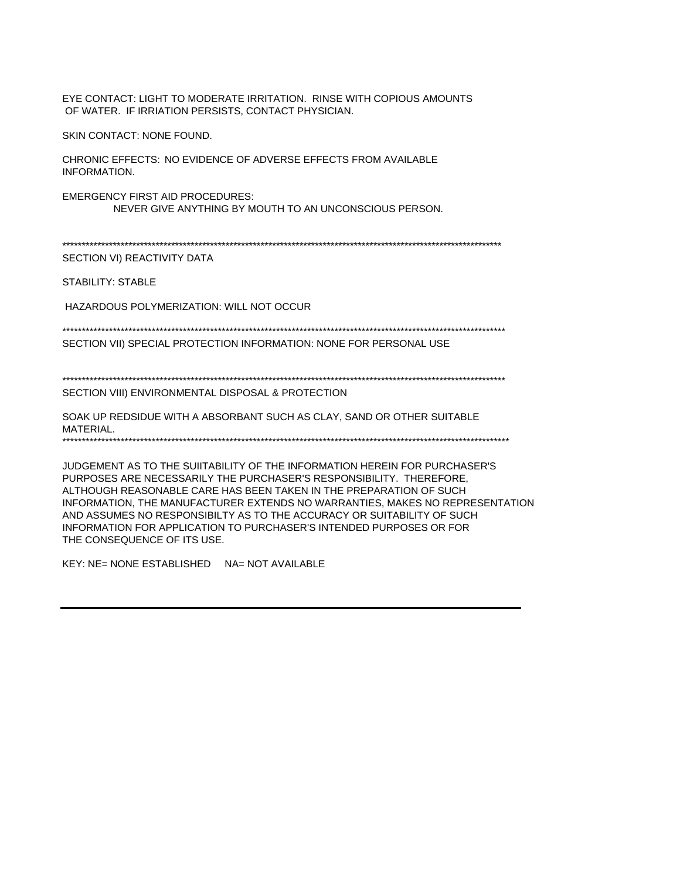EYE CONTACT: LIGHT TO MODERATE IRRITATION. RINSE WITH COPIOUS AMOUNTS OF WATER. IF IRRIATION PERSISTS, CONTACT PHYSICIAN.

SKIN CONTACT: NONE FOUND.

CHRONIC EFFECTS: NO EVIDENCE OF ADVERSE EFFECTS FROM AVAILABLE INFORMATION.

EMERGENCY FIRST AID PROCEDURES:
NEVER GIVE ANYTHING BY MOUTH TO AN UNCONSCIOUS PERSON.

*******************************************************************************************************************

SECTION VI) REACTIVITY DATA

STABILITY: STABLE

HAZARDOUS POLYMERIZATION: WILL NOT OCCUR

*******************************************************************************************************************

SECTION VII) SPECIAL PROTECTION INFORMATION: NONE FOR PERSONAL USE

*******************************************************************************************************************

SECTION VIII) ENVIRONMENTAL DISPOSAL & PROTECTION

SOAK UP REDSIDUE WITH A ABSORBANT SUCH AS CLAY, SAND OR OTHER SUITABLE MATERIAL.

*******************************************************************************************************************

JUDGEMENT AS TO THE SUIITABILITY OF THE INFORMATION HEREIN FOR PURCHASER'S PURPOSES ARE NECESSARILY THE PURCHASER'S RESPONSIBILITY. THEREFORE, ALTHOUGH REASONABLE CARE HAS BEEN TAKEN IN THE PREPARATION OF SUCH INFORMATION, THE MANUFACTURER EXTENDS NO WARRANTIES, MAKES NO REPRESENTATION AND ASSUMES NO RESPONSIBILTY AS TO THE ACCURACY OR SUITABILITY OF SUCH INFORMATION FOR APPLICATION TO PURCHASER'S INTENDED PURPOSES OR FOR THE CONSEQUENCE OF ITS USE.

KEY: NE= NONE ESTABLISHED NA= NOT AVAILABLE